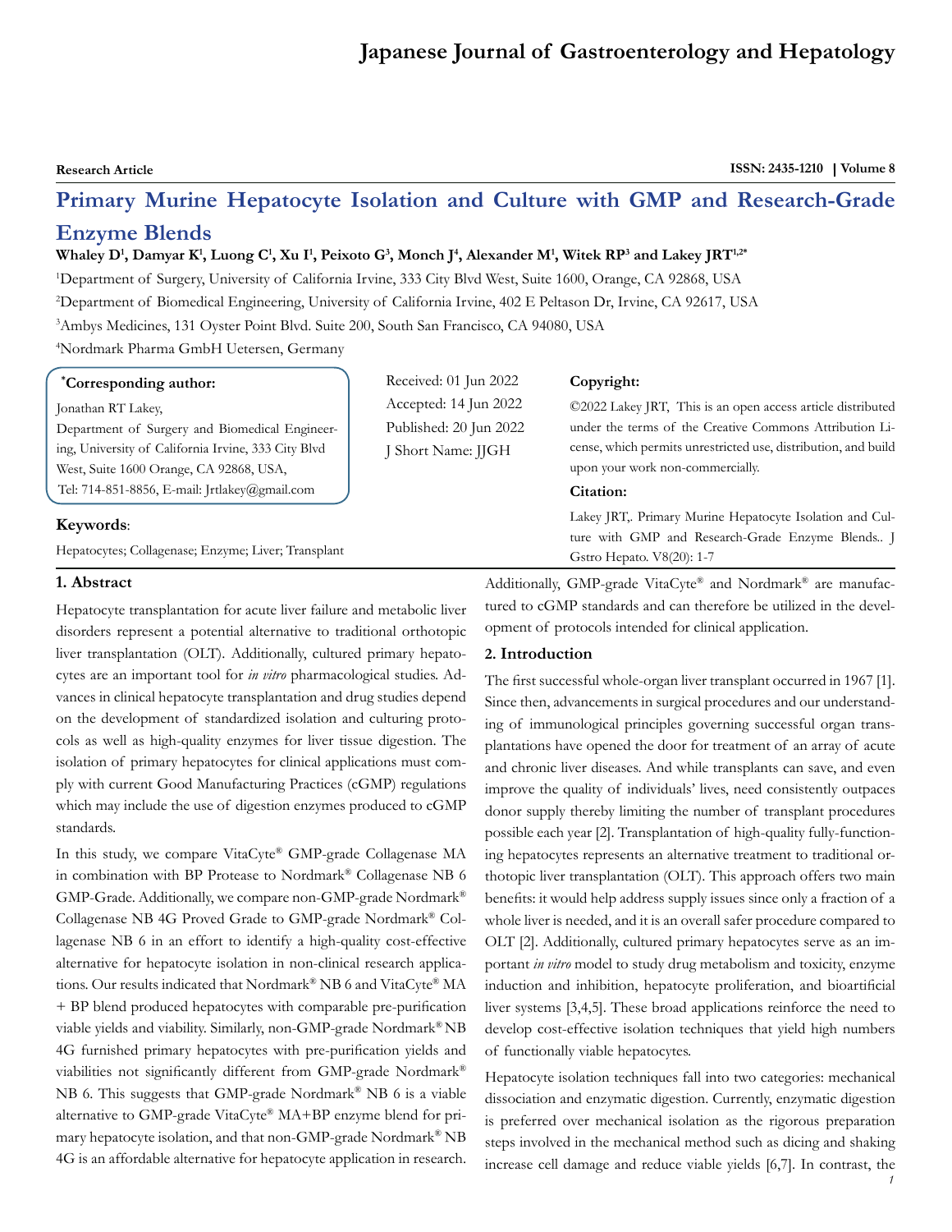Research Article

# Primary Murine Hepatocyte Isolation and Culture with GMP and Research-Grade Enzyme Blends

**Whaley D[1], Damyar K[1], Luong C[1], Xu I[1], Peixoto G[3], Monch J[4], Alexander M[1], Witek RP[3] and Lakey JRT[1,2*]**

[1]Department of Surgery, University of California Irvine, 333 City Blvd West, Suite 1600, Orange, CA 92868, USA

[2]Department of Biomedical Engineering, University of California Irvine, 402 E Peltason Dr, Irvine, CA 92617, USA

[3]Ambys Medicines, 131 Oyster Point Blvd. Suite 200, South San Francisco, CA 94080, USA

[4]Nordmark Pharma GmbH Uetersen, Germany

**[*]Corresponding author:**

Jonathan RT Lakey,
Department of Surgery and Biomedical Engineering, University of California Irvine, 333 City Blvd West, Suite 1600 Orange, CA 92868, USA,
Tel: 714-851-8856, E-mail: Jrtlakey@gmail.com

Received: 01 Jun 2022
Accepted: 14 Jun 2022
Published: 20 Jun 2022
J Short Name: JJGH

**Copyright:**

©2022 Lakey JRT, This is an open access article distributed under the terms of the Creative Commons Attribution License, which permits unrestricted use, distribution, and build upon your work non-commercially.

**Citation:**

Lakey JRT,. Primary Murine Hepatocyte Isolation and Culture with GMP and Research-Grade Enzyme Blends.. J Gstro Hepato. V8(20): 1-7

**Keywords**:

Hepatocytes; Collagenase; Enzyme; Liver; Transplant

## 1. Abstract

Hepatocyte transplantation for acute liver failure and metabolic liver disorders represent a potential alternative to traditional orthotopic liver transplantation (OLT). Additionally, cultured primary hepatocytes are an important tool for *in vitro* pharmacological studies. Advances in clinical hepatocyte transplantation and drug studies depend on the development of standardized isolation and culturing protocols as well as high-quality enzymes for liver tissue digestion. The isolation of primary hepatocytes for clinical applications must comply with current Good Manufacturing Practices (cGMP) regulations which may include the use of digestion enzymes produced to cGMP standards.

In this study, we compare VitaCyte® GMP-grade Collagenase MA in combination with BP Protease to Nordmark® Collagenase NB 6 GMP-Grade. Additionally, we compare non-GMP-grade Nordmark® Collagenase NB 4G Proved Grade to GMP-grade Nordmark® Collagenase NB 6 in an effort to identify a high-quality cost-effective alternative for hepatocyte isolation in non-clinical research applications. Our results indicated that Nordmark® NB 6 and VitaCyte® MA + BP blend produced hepatocytes with comparable pre-purification viable yields and viability. Similarly, non-GMP-grade Nordmark® NB 4G furnished primary hepatocytes with pre-purification yields and viabilities not significantly different from GMP-grade Nordmark® NB 6. This suggests that GMP-grade Nordmark® NB 6 is a viable alternative to GMP-grade VitaCyte® MA+BP enzyme blend for primary hepatocyte isolation, and that non-GMP-grade Nordmark® NB 4G is an affordable alternative for hepatocyte application in research. Additionally, GMP-grade VitaCyte® and Nordmark® are manufactured to cGMP standards and can therefore be utilized in the development of protocols intended for clinical application.

## 2. Introduction

The first successful whole-organ liver transplant occurred in 1967 [1]. Since then, advancements in surgical procedures and our understanding of immunological principles governing successful organ transplantations have opened the door for treatment of an array of acute and chronic liver diseases. And while transplants can save, and even improve the quality of individuals' lives, need consistently outpaces donor supply thereby limiting the number of transplant procedures possible each year [2]. Transplantation of high-quality fully-functioning hepatocytes represents an alternative treatment to traditional orthotopic liver transplantation (OLT). This approach offers two main benefits: it would help address supply issues since only a fraction of a whole liver is needed, and it is an overall safer procedure compared to OLT [2]. Additionally, cultured primary hepatocytes serve as an important *in vitro* model to study drug metabolism and toxicity, enzyme induction and inhibition, hepatocyte proliferation, and bioartificial liver systems [3,4,5]. These broad applications reinforce the need to develop cost-effective isolation techniques that yield high numbers of functionally viable hepatocytes.

Hepatocyte isolation techniques fall into two categories: mechanical dissociation and enzymatic digestion. Currently, enzymatic digestion is preferred over mechanical isolation as the rigorous preparation steps involved in the mechanical method such as dicing and shaking increase cell damage and reduce viable yields [6,7]. In contrast, the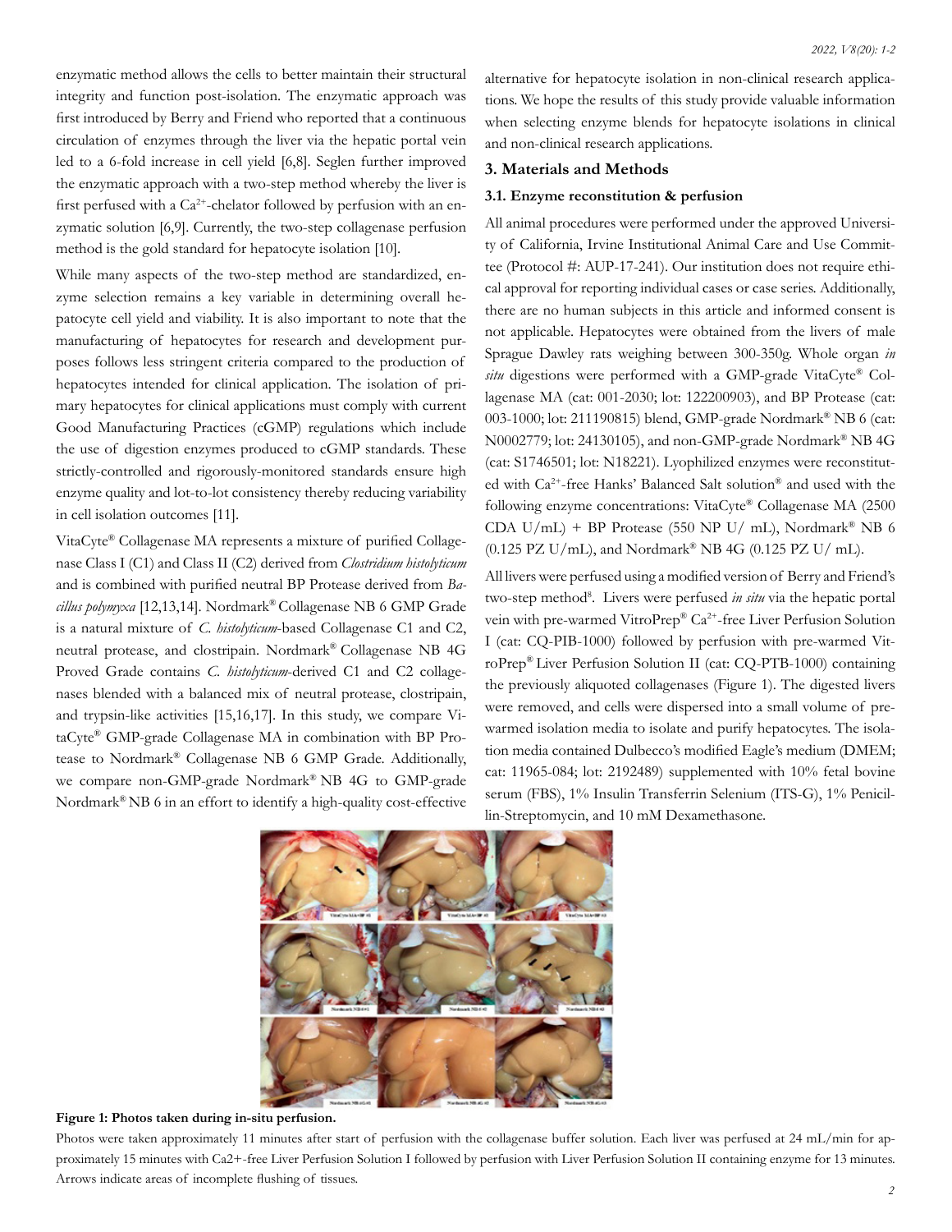enzymatic method allows the cells to better maintain their structural integrity and function post-isolation. The enzymatic approach was first introduced by Berry and Friend who reported that a continuous circulation of enzymes through the liver via the hepatic portal vein led to a 6-fold increase in cell yield [6,8]. Seglen further improved the enzymatic approach with a two-step method whereby the liver is first perfused with a $Ca^{2+}$-chelator followed by perfusion with an enzymatic solution [6,9]. Currently, the two-step collagenase perfusion method is the gold standard for hepatocyte isolation [10].

While many aspects of the two-step method are standardized, enzyme selection remains a key variable in determining overall hepatocyte cell yield and viability. It is also important to note that the manufacturing of hepatocytes for research and development purposes follows less stringent criteria compared to the production of hepatocytes intended for clinical application. The isolation of primary hepatocytes for clinical applications must comply with current Good Manufacturing Practices (cGMP) regulations which include the use of digestion enzymes produced to cGMP standards. These strictly-controlled and rigorously-monitored standards ensure high enzyme quality and lot-to-lot consistency thereby reducing variability in cell isolation outcomes [11].

VitaCyte® Collagenase MA represents a mixture of purified Collagenase Class I (C1) and Class II (C2) derived from *Clostridium histolyticum* and is combined with purified neutral BP Protease derived from *Bacillus polymyxa* [12,13,14]. Nordmark® Collagenase NB 6 GMP Grade is a natural mixture of *C. histolyticum*-based Collagenase C1 and C2, neutral protease, and clostripain. Nordmark® Collagenase NB 4G Proved Grade contains *C. histolyticum*-derived C1 and C2 collagenases blended with a balanced mix of neutral protease, clostripain, and trypsin-like activities [15,16,17]. In this study, we compare VitaCyte® GMP-grade Collagenase MA in combination with BP Protease to Nordmark® Collagenase NB 6 GMP Grade. Additionally, we compare non-GMP-grade Nordmark® NB 4G to GMP-grade Nordmark® NB 6 in an effort to identify a high-quality cost-effective alternative for hepatocyte isolation in non-clinical research applications. We hope the results of this study provide valuable information when selecting enzyme blends for hepatocyte isolations in clinical and non-clinical research applications.

## 3. Materials and Methods

### 3.1. Enzyme reconstitution & perfusion

All animal procedures were performed under the approved University of California, Irvine Institutional Animal Care and Use Committee (Protocol #: AUP-17-241). Our institution does not require ethical approval for reporting individual cases or case series. Additionally, there are no human subjects in this article and informed consent is not applicable. Hepatocytes were obtained from the livers of male Sprague Dawley rats weighing between 300-350g. Whole organ *in situ* digestions were performed with a GMP-grade VitaCyte® Collagenase MA (cat: 001-2030; lot: 122200903), and BP Protease (cat: 003-1000; lot: 211190815) blend, GMP-grade Nordmark® NB 6 (cat: N0002779; lot: 24130105), and non-GMP-grade Nordmark® NB 4G (cat: S1746501; lot: N18221). Lyophilized enzymes were reconstituted with $Ca^{2+}$-free Hanks' Balanced Salt solution® and used with the following enzyme concentrations: VitaCyte® Collagenase MA (2500 CDA U/mL) + BP Protease (550 NP U/ mL), Nordmark® NB 6 (0.125 PZ U/mL), and Nordmark® NB 4G (0.125 PZ U/ mL).

All livers were perfused using a modified version of Berry and Friend's two-step method[8]. Livers were perfused *in situ* via the hepatic portal vein with pre-warmed VitroPrep® $Ca^{2+}$-free Liver Perfusion Solution I (cat: CQ-PIB-1000) followed by perfusion with pre-warmed VitroPrep® Liver Perfusion Solution II (cat: CQ-PTB-1000) containing the previously aliquoted collagenases (Figure 1). The digested livers were removed, and cells were dispersed into a small volume of pre-warmed isolation media to isolate and purify hepatocytes. The isolation media contained Dulbecco's modified Eagle's medium (DMEM; cat: 11965-084; lot: 2192489) supplemented with 10% fetal bovine serum (FBS), 1% Insulin Transferrin Selenium (ITS-G), 1% Penicillin-Streptomycin, and 10 mM Dexamethasone.

**Figure 1: Photos taken during in-situ perfusion.**

Photos were taken approximately 11 minutes after start of perfusion with the collagenase buffer solution. Each liver was perfused at 24 mL/min for approximately 15 minutes with Ca2+-free Liver Perfusion Solution I followed by perfusion with Liver Perfusion Solution II containing enzyme for 13 minutes. Arrows indicate areas of incomplete flushing of tissues.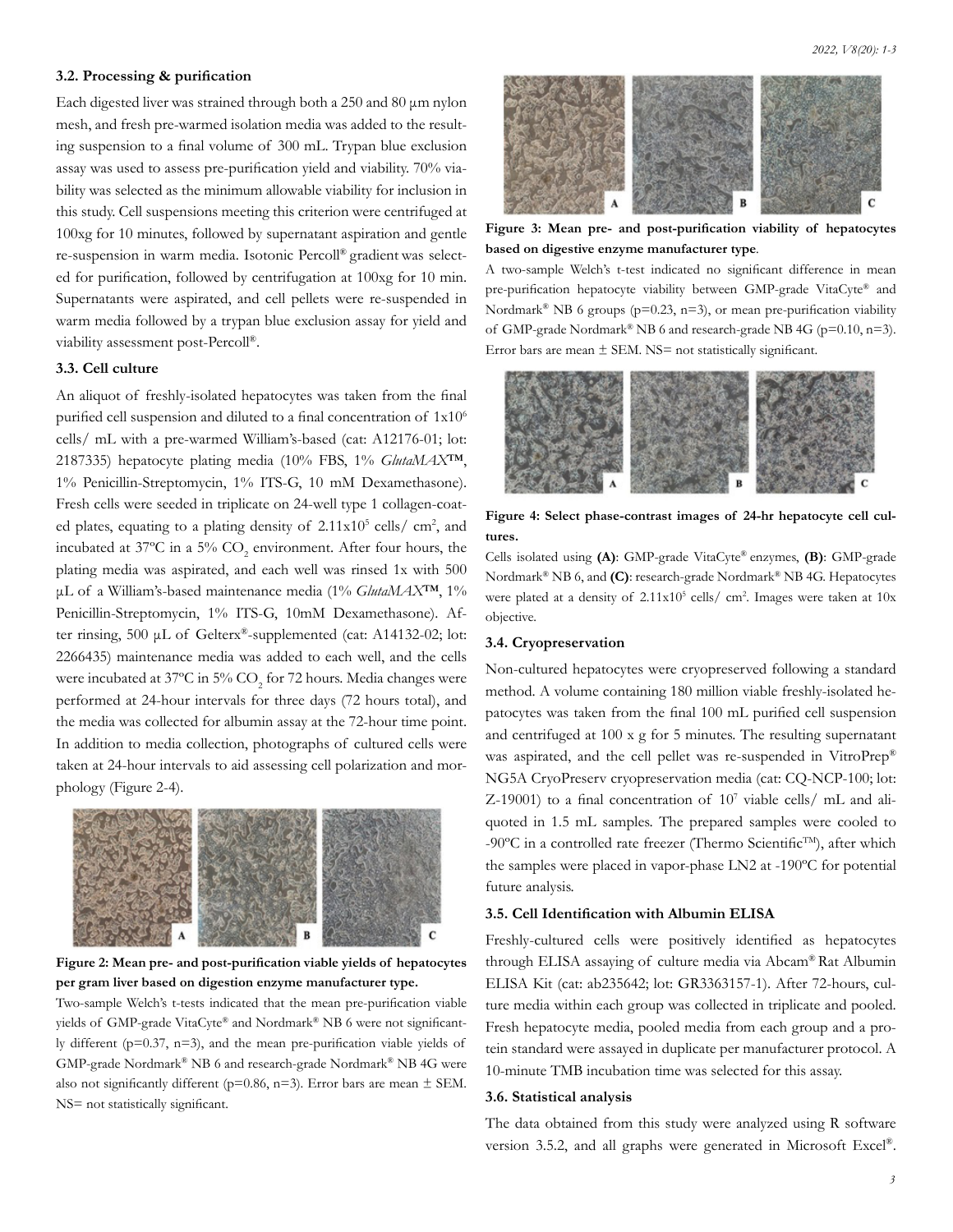### 3.2. Processing & purification

Each digested liver was strained through both a 250 and 80 μm nylon mesh, and fresh pre-warmed isolation media was added to the resulting suspension to a final volume of 300 mL. Trypan blue exclusion assay was used to assess pre-purification yield and viability. 70% viability was selected as the minimum allowable viability for inclusion in this study. Cell suspensions meeting this criterion were centrifuged at 100xg for 10 minutes, followed by supernatant aspiration and gentle re-suspension in warm media. Isotonic Percoll® gradient was selected for purification, followed by centrifugation at 100xg for 10 min. Supernatants were aspirated, and cell pellets were re-suspended in warm media followed by a trypan blue exclusion assay for yield and viability assessment post-Percoll®.

### 3.3. Cell culture

An aliquot of freshly-isolated hepatocytes was taken from the final purified cell suspension and diluted to a final concentration of $1x10^6$ cells/ mL with a pre-warmed William's-based (cat: A12176-01; lot: 2187335) hepatocyte plating media (10% FBS, 1% *GlutaMAX™*, 1% Penicillin-Streptomycin, 1% ITS-G, 10 mM Dexamethasone). Fresh cells were seeded in triplicate on 24-well type 1 collagen-coated plates, equating to a plating density of $2.11x10^5$ cells/ $cm^2$, and incubated at 37ºC in a 5% $CO_2$ environment. After four hours, the plating media was aspirated, and each well was rinsed 1x with 500 μL of a William's-based maintenance media (1% *GlutaMAX™*, 1% Penicillin-Streptomycin, 1% ITS-G, 10mM Dexamethasone). After rinsing, 500 μL of Gelterx®-supplemented (cat: A14132-02; lot: 2266435) maintenance media was added to each well, and the cells were incubated at 37ºC in 5% $CO_2$ for 72 hours. Media changes were performed at 24-hour intervals for three days (72 hours total), and the media was collected for albumin assay at the 72-hour time point. In addition to media collection, photographs of cultured cells were taken at 24-hour intervals to aid assessing cell polarization and morphology (Figure 2-4).

**Figure 2: Mean pre- and post-purification viable yields of hepatocytes per gram liver based on digestion enzyme manufacturer type.**

Two-sample Welch's t-tests indicated that the mean pre-purification viable yields of GMP-grade VitaCyte® and Nordmark® NB 6 were not significantly different (p=0.37, n=3), and the mean pre-purification viable yields of GMP-grade Nordmark® NB 6 and research-grade Nordmark® NB 4G were also not significantly different (p=0.86, n=3). Error bars are mean ± SEM. NS= not statistically significant.

**Figure 3: Mean pre- and post-purification viability of hepatocytes based on digestive enzyme manufacturer type**.

A two-sample Welch's t-test indicated no significant difference in mean pre-purification hepatocyte viability between GMP-grade VitaCyte® and Nordmark® NB 6 groups (p=0.23, n=3), or mean pre-purification viability of GMP-grade Nordmark® NB 6 and research-grade NB 4G (p=0.10, n=3). Error bars are mean ± SEM. NS= not statistically significant.

**Figure 4: Select phase-contrast images of 24-hr hepatocyte cell cultures.**

Cells isolated using **(A)**: GMP-grade VitaCyte® enzymes, **(B)**: GMP-grade Nordmark® NB 6, and **(C)**: research-grade Nordmark® NB 4G. Hepatocytes were plated at a density of $2.11x10^5$ cells/ $cm^2$. Images were taken at 10x objective.

### 3.4. Cryopreservation

Non-cultured hepatocytes were cryopreserved following a standard method. A volume containing 180 million viable freshly-isolated hepatocytes was taken from the final 100 mL purified cell suspension and centrifuged at 100 x g for 5 minutes. The resulting supernatant was aspirated, and the cell pellet was re-suspended in VitroPrep® NG5A CryoPreserv cryopreservation media (cat: CQ-NCP-100; lot: Z-19001) to a final concentration of $10^7$ viable cells/ mL and aliquoted in 1.5 mL samples. The prepared samples were cooled to -90ºC in a controlled rate freezer (Thermo Scientific™), after which the samples were placed in vapor-phase LN2 at -190ºC for potential future analysis.

### 3.5. Cell Identification with Albumin ELISA

Freshly-cultured cells were positively identified as hepatocytes through ELISA assaying of culture media via Abcam® Rat Albumin ELISA Kit (cat: ab235642; lot: GR3363157-1). After 72-hours, culture media within each group was collected in triplicate and pooled. Fresh hepatocyte media, pooled media from each group and a protein standard were assayed in duplicate per manufacturer protocol. A 10-minute TMB incubation time was selected for this assay.

### 3.6. Statistical analysis

The data obtained from this study were analyzed using R software version 3.5.2, and all graphs were generated in Microsoft Excel®.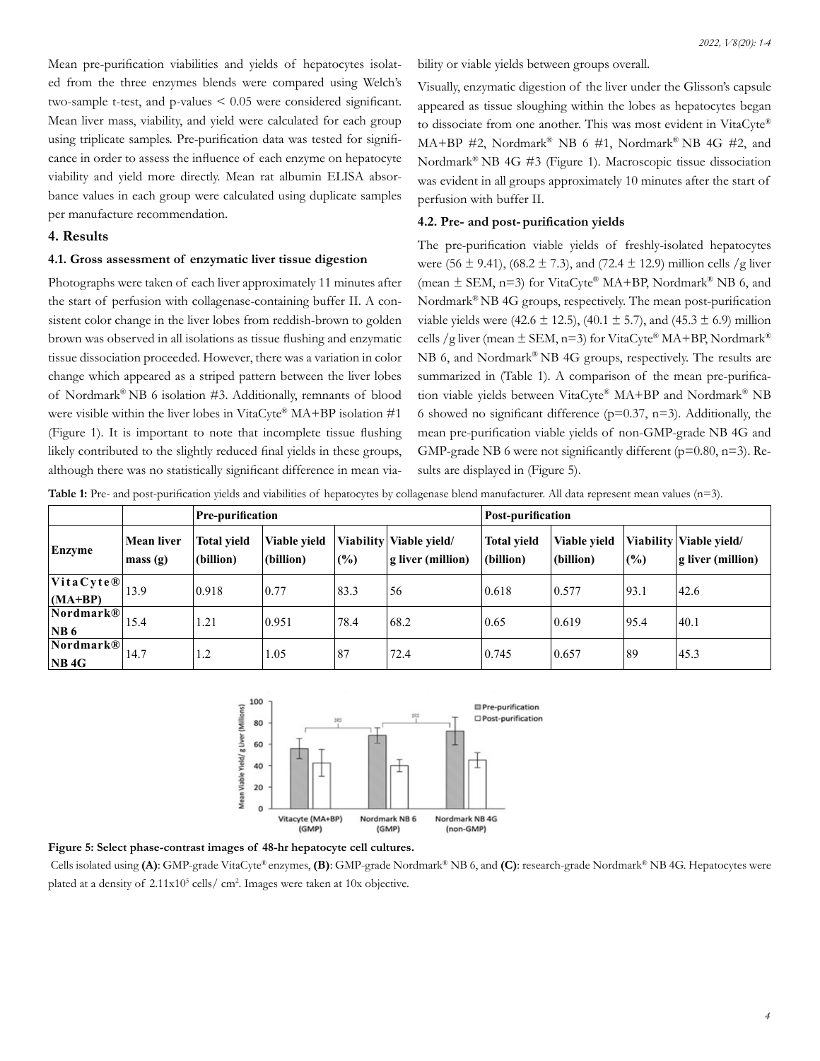Mean pre-purification viabilities and yields of hepatocytes isolated from the three enzymes blends were compared using Welch's two-sample t-test, and p-values < 0.05 were considered significant. Mean liver mass, viability, and yield were calculated for each group using triplicate samples. Pre-purification data was tested for significance in order to assess the influence of each enzyme on hepatocyte viability and yield more directly. Mean rat albumin ELISA absorbance values in each group were calculated using duplicate samples per manufacture recommendation.

## 4. Results

### 4.1. Gross assessment of enzymatic liver tissue digestion

Photographs were taken of each liver approximately 11 minutes after the start of perfusion with collagenase-containing buffer II. A consistent color change in the liver lobes from reddish-brown to golden brown was observed in all isolations as tissue flushing and enzymatic tissue dissociation proceeded. However, there was a variation in color change which appeared as a striped pattern between the liver lobes of Nordmark® NB 6 isolation #3. Additionally, remnants of blood were visible within the liver lobes in VitaCyte® MA+BP isolation #1 (Figure 1). It is important to note that incomplete tissue flushing likely contributed to the slightly reduced final yields in these groups, although there was no statistically significant difference in mean viability or viable yields between groups overall.

Visually, enzymatic digestion of the liver under the Glisson's capsule appeared as tissue sloughing within the lobes as hepatocytes began to dissociate from one another. This was most evident in VitaCyte® MA+BP #2, Nordmark® NB 6 #1, Nordmark® NB 4G #2, and Nordmark® NB 4G #3 (Figure 1). Macroscopic tissue dissociation was evident in all groups approximately 10 minutes after the start of perfusion with buffer II.

### 4.2. Pre- and post- purification yields

The pre-purification viable yields of freshly-isolated hepatocytes were (56 ± 9.41), (68.2 ± 7.3), and (72.4 ± 12.9) million cells /g liver (mean ± SEM, n=3) for VitaCyte® MA+BP, Nordmark® NB 6, and Nordmark® NB 4G groups, respectively. The mean post-purification viable yields were (42.6 ± 12.5), (40.1 ± 5.7), and (45.3 ± 6.9) million cells /g liver (mean ± SEM, n=3) for VitaCyte® MA+BP, Nordmark® NB 6, and Nordmark® NB 4G groups, respectively. The results are summarized in (Table 1). A comparison of the mean pre-purification viable yields between VitaCyte® MA+BP and Nordmark® NB 6 showed no significant difference (p=0.37, n=3). Additionally, the mean pre-purification viable yields of non-GMP-grade NB 4G and GMP-grade NB 6 were not significantly different (p=0.80, n=3). Results are displayed in (Figure 5).

**Table 1:** Pre- and post-purification yields and viabilities of hepatocytes by collagenase blend manufacturer. All data represent mean values (n=3).

| | | Pre-purification | | | | Post-purification | | | |
|---|---|---|---|---|---|---|---|---|---|
| **Enzyme** | **Mean liver mass (g)** | **Total yield (billion)** | **Viable yield (billion)** | **Viability (%)** | **Viable yield/ g liver (million)** | **Total yield (billion)** | **Viable yield (billion)** | **Viability (%)** | **Viable yield/ g liver (million)** |
| **VitaCyte® (MA+BP)** | 13.9 | 0.918 | 0.77 | 83.3 | 56 | 0.618 | 0.577 | 93.1 | 42.6 |
| **Nordmark® NB 6** | 15.4 | 1.21 | 0.951 | 78.4 | 68.2 | 0.65 | 0.619 | 95.4 | 40.1 |
| **Nordmark® NB 4G** | 14.7 | 1.2 | 1.05 | 87 | 72.4 | 0.745 | 0.657 | 89 | 45.3 |

**Figure 5: Select phase-contrast images of 48-hr hepatocyte cell cultures.**

Cells isolated using **(A)**: GMP-grade VitaCyte® enzymes, **(B)**: GMP-grade Nordmark® NB 6, and **(C)**: research-grade Nordmark® NB 4G. Hepatocytes were plated at a density of $2.11 \times 10^5$ cells/ cm$^2$. Images were taken at 10x objective.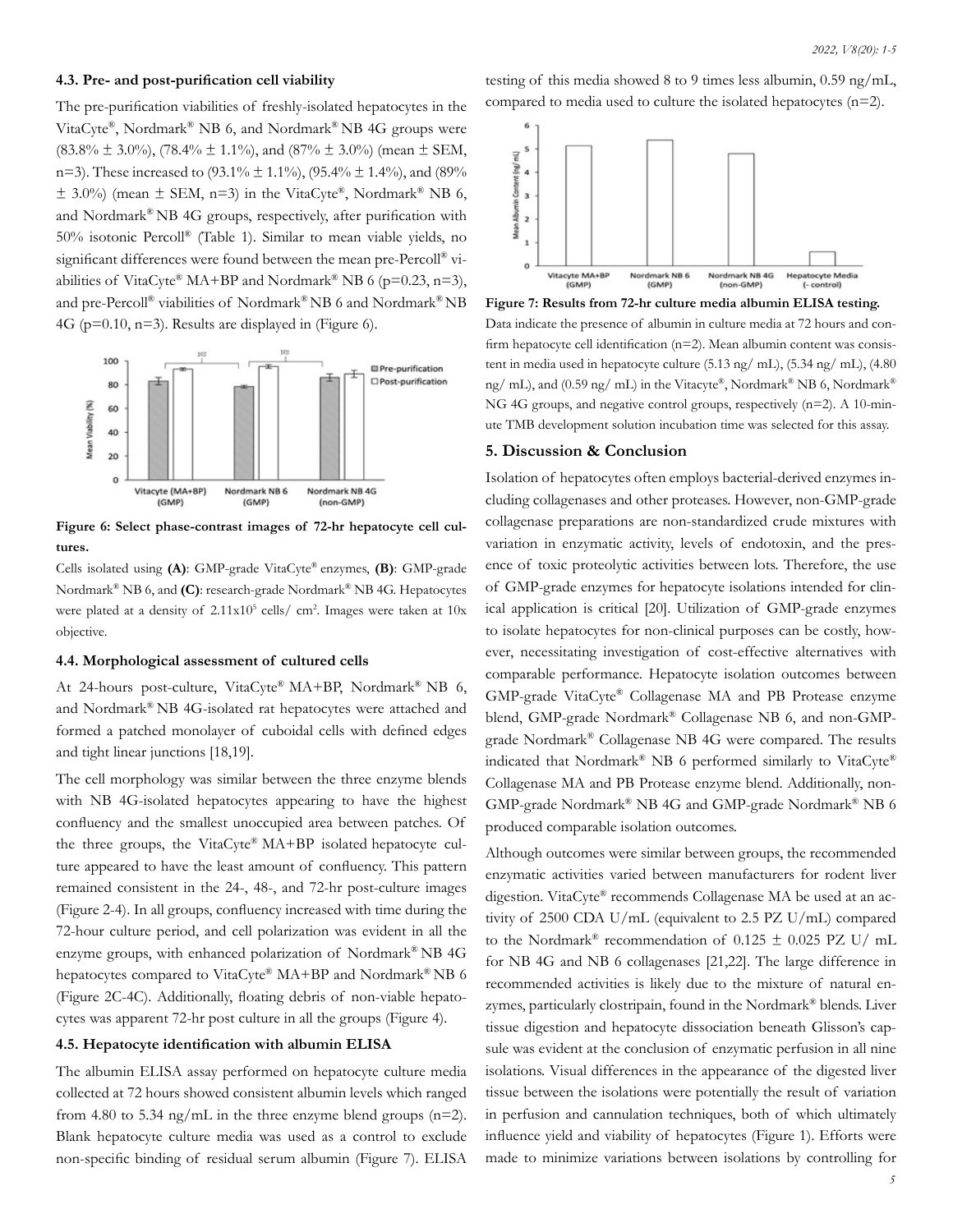### 4.3. Pre- and post-purification cell viability

The pre-purification viabilities of freshly-isolated hepatocytes in the VitaCyte®, Nordmark® NB 6, and Nordmark® NB 4G groups were (83.8% ± 3.0%), (78.4% ± 1.1%), and (87% ± 3.0%) (mean ± SEM, n=3). These increased to (93.1% ± 1.1%), (95.4% ± 1.4%), and (89% ± 3.0%) (mean ± SEM, n=3) in the VitaCyte®, Nordmark® NB 6, and Nordmark® NB 4G groups, respectively, after purification with 50% isotonic Percoll® (Table 1). Similar to mean viable yields, no significant differences were found between the mean pre-Percoll® viabilities of VitaCyte® MA+BP and Nordmark® NB 6 (p=0.23, n=3), and pre-Percoll® viabilities of Nordmark® NB 6 and Nordmark® NB 4G (p=0.10, n=3). Results are displayed in (Figure 6).

**Figure 6: Select phase-contrast images of 72-hr hepatocyte cell cultures.**

Cells isolated using **(A)**: GMP-grade VitaCyte® enzymes, **(B)**: GMP-grade Nordmark® NB 6, and **(C)**: research-grade Nordmark® NB 4G. Hepatocytes were plated at a density of $2.11 \times 10^5$ cells/ cm$^2$. Images were taken at 10x objective.

### 4.4. Morphological assessment of cultured cells

At 24-hours post-culture, VitaCyte® MA+BP, Nordmark® NB 6, and Nordmark® NB 4G-isolated rat hepatocytes were attached and formed a patched monolayer of cuboidal cells with defined edges and tight linear junctions [18,19].

The cell morphology was similar between the three enzyme blends with NB 4G-isolated hepatocytes appearing to have the highest confluency and the smallest unoccupied area between patches. Of the three groups, the VitaCyte® MA+BP isolated hepatocyte culture appeared to have the least amount of confluency. This pattern remained consistent in the 24-, 48-, and 72-hr post-culture images (Figure 2-4). In all groups, confluency increased with time during the 72-hour culture period, and cell polarization was evident in all the enzyme groups, with enhanced polarization of Nordmark® NB 4G hepatocytes compared to VitaCyte® MA+BP and Nordmark® NB 6 (Figure 2C-4C). Additionally, floating debris of non-viable hepatocytes was apparent 72-hr post culture in all the groups (Figure 4).

### 4.5. Hepatocyte identification with albumin ELISA

The albumin ELISA assay performed on hepatocyte culture media collected at 72 hours showed consistent albumin levels which ranged from 4.80 to 5.34 ng/mL in the three enzyme blend groups (n=2). Blank hepatocyte culture media was used as a control to exclude non-specific binding of residual serum albumin (Figure 7). ELISA testing of this media showed 8 to 9 times less albumin, 0.59 ng/mL, compared to media used to culture the isolated hepatocytes (n=2).

**Figure 7: Results from 72-hr culture media albumin ELISA testing.**

Data indicate the presence of albumin in culture media at 72 hours and confirm hepatocyte cell identification (n=2). Mean albumin content was consistent in media used in hepatocyte culture (5.13 ng/ mL), (5.34 ng/ mL), (4.80 ng/ mL), and (0.59 ng/ mL) in the Vitacyte®, Nordmark® NB 6, Nordmark® NG 4G groups, and negative control groups, respectively (n=2). A 10-minute TMB development solution incubation time was selected for this assay.

## 5. Discussion & Conclusion

Isolation of hepatocytes often employs bacterial-derived enzymes including collagenases and other proteases. However, non-GMP-grade collagenase preparations are non-standardized crude mixtures with variation in enzymatic activity, levels of endotoxin, and the presence of toxic proteolytic activities between lots. Therefore, the use of GMP-grade enzymes for hepatocyte isolations intended for clinical application is critical [20]. Utilization of GMP-grade enzymes to isolate hepatocytes for non-clinical purposes can be costly, however, necessitating investigation of cost-effective alternatives with comparable performance. Hepatocyte isolation outcomes between GMP-grade VitaCyte® Collagenase MA and PB Protease enzyme blend, GMP-grade Nordmark® Collagenase NB 6, and non-GMP-grade Nordmark® Collagenase NB 4G were compared. The results indicated that Nordmark® NB 6 performed similarly to VitaCyte® Collagenase MA and PB Protease enzyme blend. Additionally, non-GMP-grade Nordmark® NB 4G and GMP-grade Nordmark® NB 6 produced comparable isolation outcomes.

Although outcomes were similar between groups, the recommended enzymatic activities varied between manufacturers for rodent liver digestion. VitaCyte® recommends Collagenase MA be used at an activity of 2500 CDA U/mL (equivalent to 2.5 PZ U/mL) compared to the Nordmark® recommendation of 0.125 ± 0.025 PZ U/ mL for NB 4G and NB 6 collagenases [21,22]. The large difference in recommended activities is likely due to the mixture of natural enzymes, particularly clostripain, found in the Nordmark® blends. Liver tissue digestion and hepatocyte dissociation beneath Glisson's capsule was evident at the conclusion of enzymatic perfusion in all nine isolations. Visual differences in the appearance of the digested liver tissue between the isolations were potentially the result of variation in perfusion and cannulation techniques, both of which ultimately influence yield and viability of hepatocytes (Figure 1). Efforts were made to minimize variations between isolations by controlling for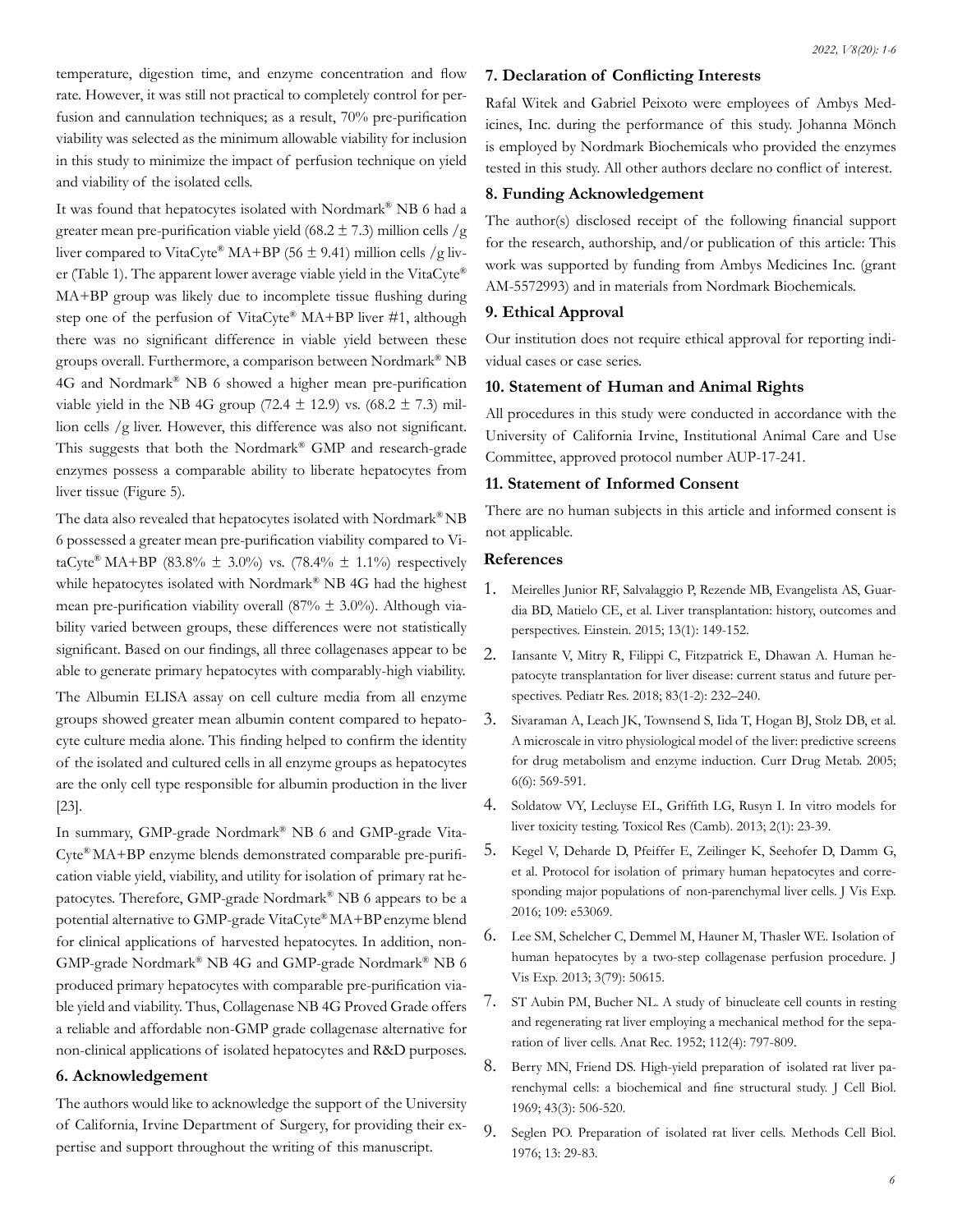temperature, digestion time, and enzyme concentration and flow rate. However, it was still not practical to completely control for perfusion and cannulation techniques; as a result, 70% pre-purification viability was selected as the minimum allowable viability for inclusion in this study to minimize the impact of perfusion technique on yield and viability of the isolated cells.

It was found that hepatocytes isolated with Nordmark® NB 6 had a greater mean pre-purification viable yield (68.2 ± 7.3) million cells /g liver compared to VitaCyte® MA+BP (56 ± 9.41) million cells /g liver (Table 1). The apparent lower average viable yield in the VitaCyte® MA+BP group was likely due to incomplete tissue flushing during step one of the perfusion of VitaCyte® MA+BP liver #1, although there was no significant difference in viable yield between these groups overall. Furthermore, a comparison between Nordmark® NB 4G and Nordmark® NB 6 showed a higher mean pre-purification viable yield in the NB 4G group (72.4 ± 12.9) vs. (68.2 ± 7.3) million cells /g liver. However, this difference was also not significant. This suggests that both the Nordmark® GMP and research-grade enzymes possess a comparable ability to liberate hepatocytes from liver tissue (Figure 5).

The data also revealed that hepatocytes isolated with Nordmark® NB 6 possessed a greater mean pre-purification viability compared to VitaCyte® MA+BP (83.8% ± 3.0%) vs. (78.4% ± 1.1%) respectively while hepatocytes isolated with Nordmark® NB 4G had the highest mean pre-purification viability overall (87% ± 3.0%). Although viability varied between groups, these differences were not statistically significant. Based on our findings, all three collagenases appear to be able to generate primary hepatocytes with comparably-high viability.

The Albumin ELISA assay on cell culture media from all enzyme groups showed greater mean albumin content compared to hepatocyte culture media alone. This finding helped to confirm the identity of the isolated and cultured cells in all enzyme groups as hepatocytes are the only cell type responsible for albumin production in the liver [23].

In summary, GMP-grade Nordmark® NB 6 and GMP-grade VitaCyte® MA+BP enzyme blends demonstrated comparable pre-purification viable yield, viability, and utility for isolation of primary rat hepatocytes. Therefore, GMP-grade Nordmark® NB 6 appears to be a potential alternative to GMP-grade VitaCyte® MA+BP enzyme blend for clinical applications of harvested hepatocytes. In addition, non-GMP-grade Nordmark® NB 4G and GMP-grade Nordmark® NB 6 produced primary hepatocytes with comparable pre-purification viable yield and viability. Thus, Collagenase NB 4G Proved Grade offers a reliable and affordable non-GMP grade collagenase alternative for non-clinical applications of isolated hepatocytes and R&D purposes.

## 6. Acknowledgement

The authors would like to acknowledge the support of the University of California, Irvine Department of Surgery, for providing their expertise and support throughout the writing of this manuscript.

## 7. Declaration of Conflicting Interests

Rafal Witek and Gabriel Peixoto were employees of Ambys Medicines, Inc. during the performance of this study. Johanna Mönch is employed by Nordmark Biochemicals who provided the enzymes tested in this study. All other authors declare no conflict of interest.

## 8. Funding Acknowledgement

The author(s) disclosed receipt of the following financial support for the research, authorship, and/or publication of this article: This work was supported by funding from Ambys Medicines Inc. (grant AM-5572993) and in materials from Nordmark Biochemicals.

## 9. Ethical Approval

Our institution does not require ethical approval for reporting individual cases or case series.

## 10. Statement of Human and Animal Rights

All procedures in this study were conducted in accordance with the University of California Irvine, Institutional Animal Care and Use Committee, approved protocol number AUP-17-241.

## 11. Statement of Informed Consent

There are no human subjects in this article and informed consent is not applicable.

## References

1. Meirelles Junior RF, Salvalaggio P, Rezende MB, Evangelista AS, Guardia BD, Matielo CE, et al. Liver transplantation: history, outcomes and perspectives. Einstein. 2015; 13(1): 149-152.
2. Iansante V, Mitry R, Filippi C, Fitzpatrick E, Dhawan A. Human hepatocyte transplantation for liver disease: current status and future perspectives. Pediatr Res. 2018; 83(1-2): 232–240.
3. Sivaraman A, Leach JK, Townsend S, Iida T, Hogan BJ, Stolz DB, et al. A microscale in vitro physiological model of the liver: predictive screens for drug metabolism and enzyme induction. Curr Drug Metab. 2005; 6(6): 569-591.
4. Soldatow VY, Lecluyse EL, Griffith LG, Rusyn I. In vitro models for liver toxicity testing. Toxicol Res (Camb). 2013; 2(1): 23-39.
5. Kegel V, Deharde D, Pfeiffer E, Zeilinger K, Seehofer D, Damm G, et al. Protocol for isolation of primary human hepatocytes and corresponding major populations of non-parenchymal liver cells. J Vis Exp. 2016; 109: e53069.
6. Lee SM, Schelcher C, Demmel M, Hauner M, Thasler WE. Isolation of human hepatocytes by a two-step collagenase perfusion procedure. J Vis Exp. 2013; 3(79): 50615.
7. ST Aubin PM, Bucher NL. A study of binucleate cell counts in resting and regenerating rat liver employing a mechanical method for the separation of liver cells. Anat Rec. 1952; 112(4): 797-809.
8. Berry MN, Friend DS. High-yield preparation of isolated rat liver parenchymal cells: a biochemical and fine structural study. J Cell Biol. 1969; 43(3): 506-520.
9. Seglen PO. Preparation of isolated rat liver cells. Methods Cell Biol. 1976; 13: 29-83.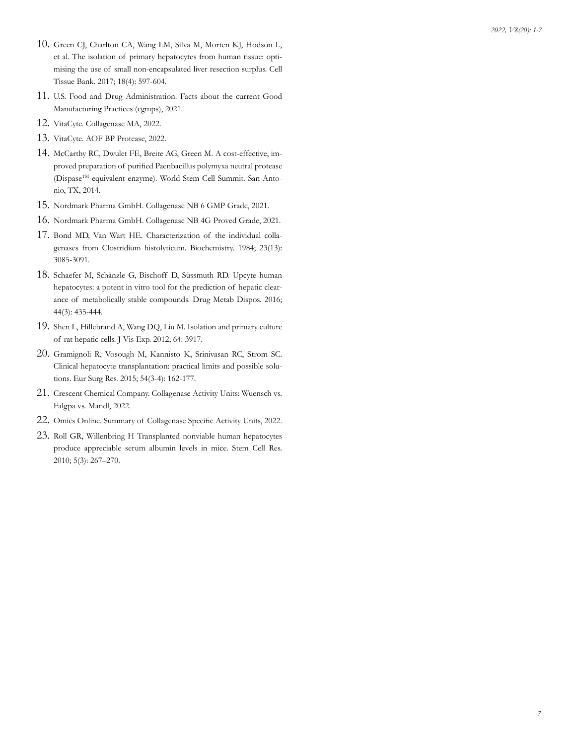10. Green CJ, Charlton CA, Wang LM, Silva M, Morten KJ, Hodson L, et al. The isolation of primary hepatocytes from human tissue: optimising the use of small non-encapsulated liver resection surplus. Cell Tissue Bank. 2017; 18(4): 597-604.
11. U.S. Food and Drug Administration. Facts about the current Good Manufacturing Practices (cgmps), 2021.
12. VitaCyte. Collagenase MA, 2022.
13. VitaCyte. AOF BP Protease, 2022.
14. McCarthy RC, Dwulet FE, Breite AG, Green M. A cost-effective, improved preparation of purified Paenbacillus polymyxa neutral protease (Dispase™ equivalent enzyme). World Stem Cell Summit. San Antonio, TX, 2014.
15. Nordmark Pharma GmbH. Collagenase NB 6 GMP Grade, 2021.
16. Nordmark Pharma GmbH. Collagenase NB 4G Proved Grade, 2021.
17. Bond MD, Van Wart HE. Characterization of the individual collagenases from Clostridium histolyticum. Biochemistry. 1984; 23(13): 3085-3091.
18. Schaefer M, Schänzle G, Bischoff D, Süssmuth RD. Upcyte human hepatocytes: a potent in vitro tool for the prediction of hepatic clearance of metabolically stable compounds. Drug Metab Dispos. 2016; 44(3): 435-444.
19. Shen L, Hillebrand A, Wang DQ, Liu M. Isolation and primary culture of rat hepatic cells. J Vis Exp. 2012; 64: 3917.
20. Gramignoli R, Vosough M, Kannisto K, Srinivasan RC, Strom SC. Clinical hepatocyte transplantation: practical limits and possible solutions. Eur Surg Res. 2015; 54(3-4): 162-177.
21. Crescent Chemical Company. Collagenase Activity Units: Wuensch vs. Falgpa vs. Mandl, 2022.
22. Omics Online. Summary of Collagenase Specific Activity Units, 2022.
23. Roll GR, Willenbring H Transplanted nonviable human hepatocytes produce appreciable serum albumin levels in mice. Stem Cell Res. 2010; 5(3): 267–270.